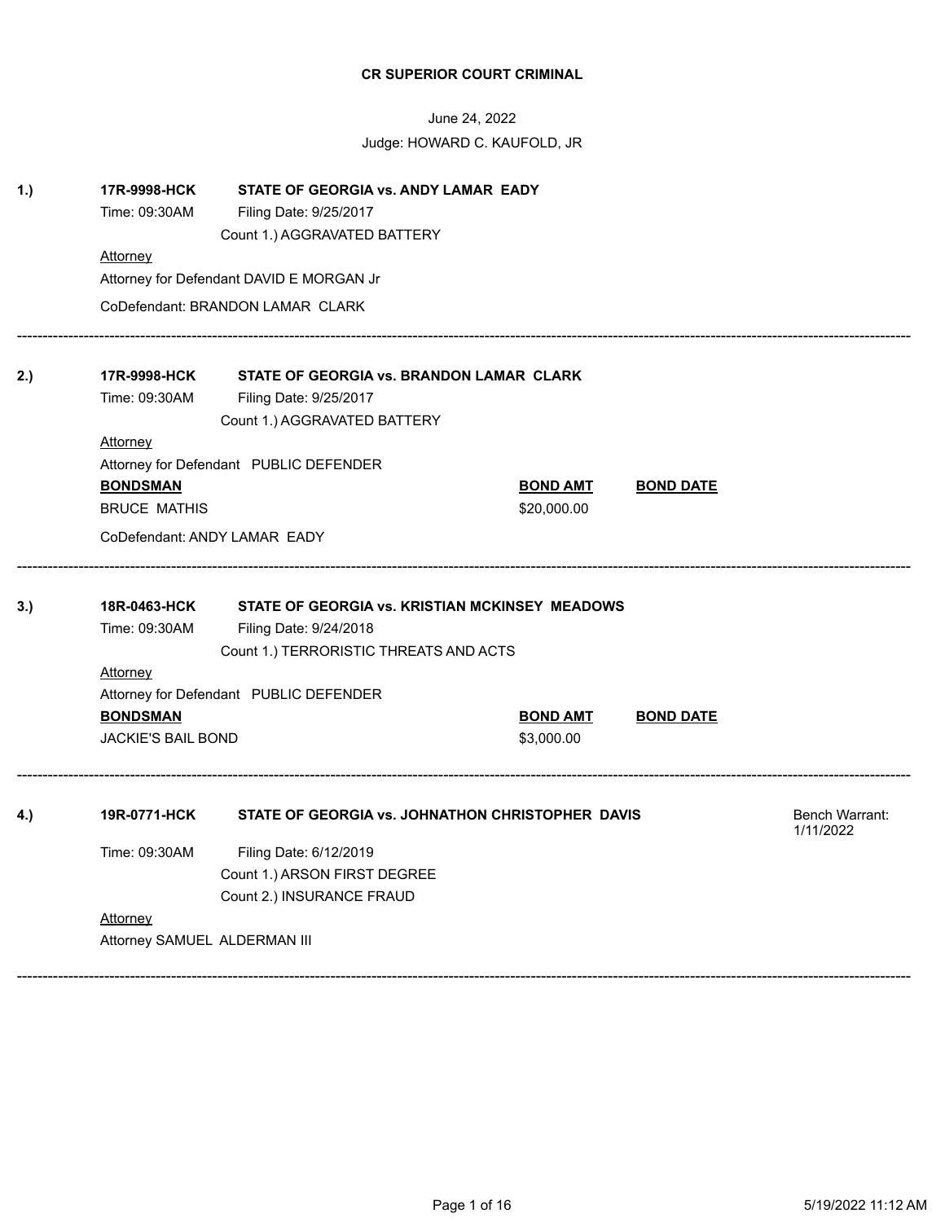**CR SUPERIOR COURT CRIMINAL**

June 24, 2022

Judge: HOWARD C. KAUFOLD, JR

**1.)** **17R-9998-HCK** **STATE OF GEORGIA vs. ANDY LAMAR EADY**

Time: 09:30AM Filing Date: 9/25/2017

Count 1.) AGGRAVATED BATTERY

Attorney

Attorney for Defendant DAVID E MORGAN Jr

CoDefendant: BRANDON LAMAR CLARK

---

**2.)** **17R-9998-HCK** **STATE OF GEORGIA vs. BRANDON LAMAR CLARK**

Time: 09:30AM Filing Date: 9/25/2017

Count 1.) AGGRAVATED BATTERY

Attorney

Attorney for Defendant PUBLIC DEFENDER

| **BONDSMAN** | **BOND AMT** | **BOND DATE** |
|---|---|---|
| BRUCE MATHIS | $20,000.00 | |

CoDefendant: ANDY LAMAR EADY

---

**3.)** **18R-0463-HCK** **STATE OF GEORGIA vs. KRISTIAN MCKINSEY MEADOWS**

Time: 09:30AM Filing Date: 9/24/2018

Count 1.) TERRORISTIC THREATS AND ACTS

Attorney

Attorney for Defendant PUBLIC DEFENDER

| **BONDSMAN** | **BOND AMT** | **BOND DATE** |
|---|---|---|
| JACKIE'S BAIL BOND | $3,000.00 | |

---

**4.)** **19R-0771-HCK** **STATE OF GEORGIA vs. JOHNATHON CHRISTOPHER DAVIS** Bench Warrant: 1/11/2022

Time: 09:30AM Filing Date: 6/12/2019

Count 1.) ARSON FIRST DEGREE

Count 2.) INSURANCE FRAUD

Attorney

Attorney SAMUEL ALDERMAN III

---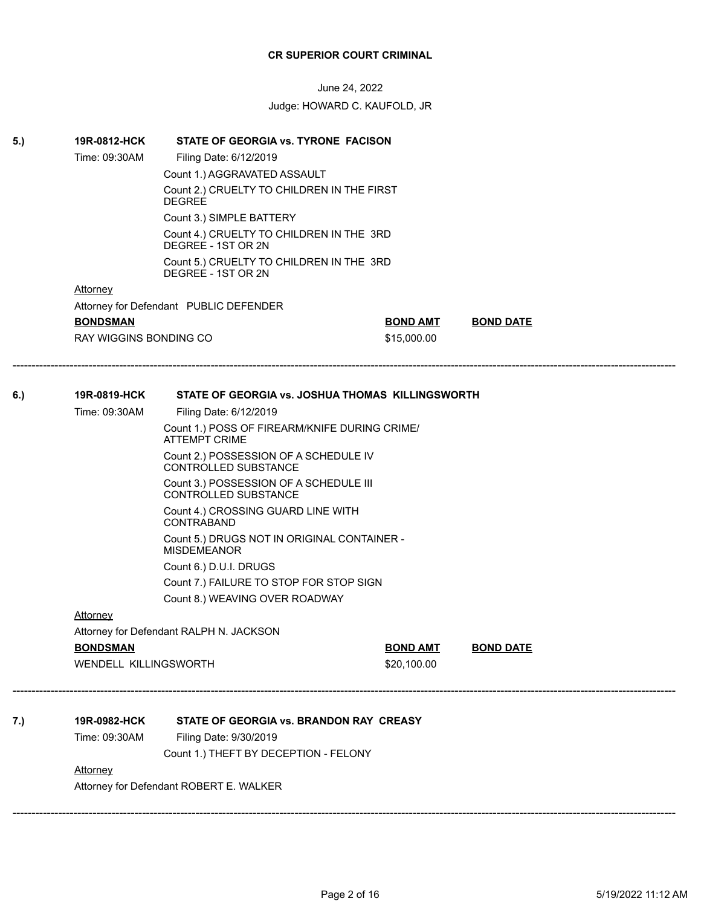**CR SUPERIOR COURT CRIMINAL**

June 24, 2022

Judge: HOWARD C. KAUFOLD, JR

**5.)** **19R-0812-HCK** **STATE OF GEORGIA vs. TYRONE FACISON**

Time: 09:30AM Filing Date: 6/12/2019

Count 1.) AGGRAVATED ASSAULT

Count 2.) CRUELTY TO CHILDREN IN THE FIRST DEGREE

Count 3.) SIMPLE BATTERY

Count 4.) CRUELTY TO CHILDREN IN THE 3RD DEGREE - 1ST OR 2N

Count 5.) CRUELTY TO CHILDREN IN THE 3RD DEGREE - 1ST OR 2N

Attorney

Attorney for Defendant PUBLIC DEFENDER

| **BONDSMAN** | **BOND AMT** | **BOND DATE** |
|---|---|---|
| RAY WIGGINS BONDING CO | $15,000.00 | |

---

**6.)** **19R-0819-HCK** **STATE OF GEORGIA vs. JOSHUA THOMAS KILLINGSWORTH**

Time: 09:30AM Filing Date: 6/12/2019

Count 1.) POSS OF FIREARM/KNIFE DURING CRIME/ ATTEMPT CRIME

Count 2.) POSSESSION OF A SCHEDULE IV CONTROLLED SUBSTANCE

Count 3.) POSSESSION OF A SCHEDULE III CONTROLLED SUBSTANCE

Count 4.) CROSSING GUARD LINE WITH CONTRABAND

Count 5.) DRUGS NOT IN ORIGINAL CONTAINER - MISDEMEANOR

Count 6.) D.U.I. DRUGS

Count 7.) FAILURE TO STOP FOR STOP SIGN

Count 8.) WEAVING OVER ROADWAY

Attorney

Attorney for Defendant RALPH N. JACKSON

| **BONDSMAN** | **BOND AMT** | **BOND DATE** |
|---|---|---|
| WENDELL KILLINGSWORTH | $20,100.00 | |

---

**7.)** **19R-0982-HCK** **STATE OF GEORGIA vs. BRANDON RAY CREASY**

Time: 09:30AM Filing Date: 9/30/2019

Count 1.) THEFT BY DECEPTION - FELONY

Attorney

Attorney for Defendant ROBERT E. WALKER

---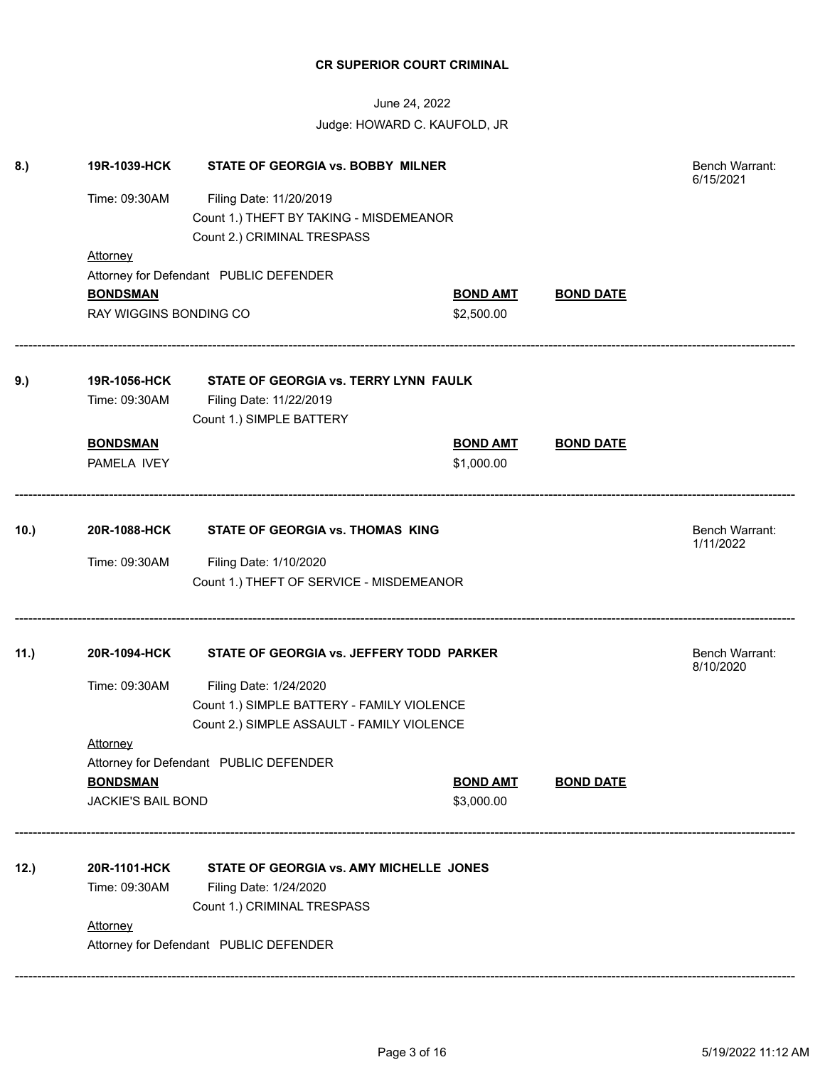**CR SUPERIOR COURT CRIMINAL**

June 24, 2022

Judge: HOWARD C. KAUFOLD, JR

---

**8.)** **19R-1039-HCK** **STATE OF GEORGIA vs. BOBBY MILNER** — Bench Warrant: 6/15/2021

Time: 09:30AM Filing Date: 11/20/2019

Count 1.) THEFT BY TAKING - MISDEMEANOR

Count 2.) CRIMINAL TRESPASS

Attorney

Attorney for Defendant PUBLIC DEFENDER

| BONDSMAN | BOND AMT | BOND DATE |
|---|---|---|
| RAY WIGGINS BONDING CO | $2,500.00 | |

---

**9.)** **19R-1056-HCK** **STATE OF GEORGIA vs. TERRY LYNN FAULK**

Time: 09:30AM Filing Date: 11/22/2019

Count 1.) SIMPLE BATTERY

| BONDSMAN | BOND AMT | BOND DATE |
|---|---|---|
| PAMELA IVEY | $1,000.00 | |

---

**10.)** **20R-1088-HCK** **STATE OF GEORGIA vs. THOMAS KING** — Bench Warrant: 1/11/2022

Time: 09:30AM Filing Date: 1/10/2020

Count 1.) THEFT OF SERVICE - MISDEMEANOR

---

**11.)** **20R-1094-HCK** **STATE OF GEORGIA vs. JEFFERY TODD PARKER** — Bench Warrant: 8/10/2020

Time: 09:30AM Filing Date: 1/24/2020

Count 1.) SIMPLE BATTERY - FAMILY VIOLENCE

Count 2.) SIMPLE ASSAULT - FAMILY VIOLENCE

Attorney

Attorney for Defendant PUBLIC DEFENDER

| BONDSMAN | BOND AMT | BOND DATE |
|---|---|---|
| JACKIE'S BAIL BOND | $3,000.00 | |

---

**12.)** **20R-1101-HCK** **STATE OF GEORGIA vs. AMY MICHELLE JONES**

Time: 09:30AM Filing Date: 1/24/2020

Count 1.) CRIMINAL TRESPASS

Attorney

Attorney for Defendant PUBLIC DEFENDER

---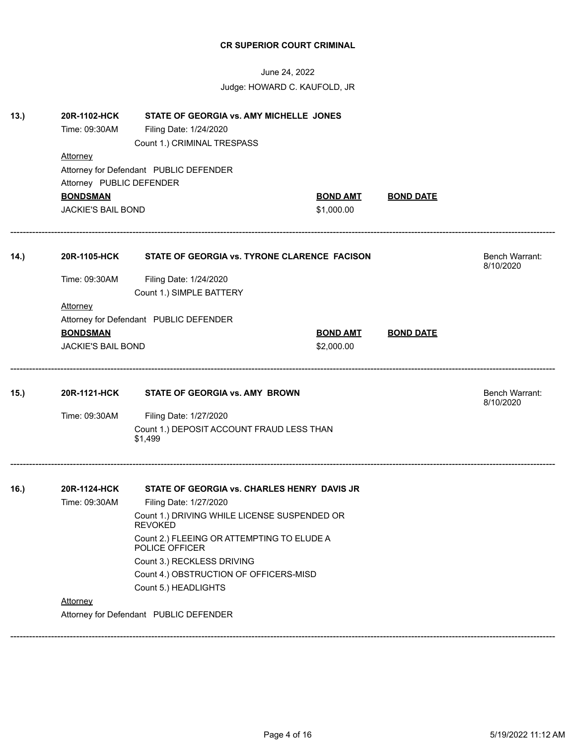**CR SUPERIOR COURT CRIMINAL**

June 24, 2022

Judge: HOWARD C. KAUFOLD, JR

**13.)** **20R-1102-HCK** **STATE OF GEORGIA vs. AMY MICHELLE JONES**

Time: 09:30AM Filing Date: 1/24/2020

Count 1.) CRIMINAL TRESPASS

Attorney

Attorney for Defendant PUBLIC DEFENDER

Attorney PUBLIC DEFENDER

| BONDSMAN | BOND AMT | BOND DATE |
|---|---|---|
| JACKIE'S BAIL BOND | $1,000.00 | |

---

**14.)** **20R-1105-HCK** **STATE OF GEORGIA vs. TYRONE CLARENCE FACISON** Bench Warrant: 8/10/2020

Time: 09:30AM Filing Date: 1/24/2020

Count 1.) SIMPLE BATTERY

Attorney

Attorney for Defendant PUBLIC DEFENDER

| BONDSMAN | BOND AMT | BOND DATE |
|---|---|---|
| JACKIE'S BAIL BOND | $2,000.00 | |

---

**15.)** **20R-1121-HCK** **STATE OF GEORGIA vs. AMY BROWN** Bench Warrant: 8/10/2020

Time: 09:30AM Filing Date: 1/27/2020

Count 1.) DEPOSIT ACCOUNT FRAUD LESS THAN $1,499

---

**16.)** **20R-1124-HCK** **STATE OF GEORGIA vs. CHARLES HENRY DAVIS JR**

Time: 09:30AM Filing Date: 1/27/2020

Count 1.) DRIVING WHILE LICENSE SUSPENDED OR REVOKED

Count 2.) FLEEING OR ATTEMPTING TO ELUDE A POLICE OFFICER

Count 3.) RECKLESS DRIVING

Count 4.) OBSTRUCTION OF OFFICERS-MISD

Count 5.) HEADLIGHTS

Attorney

Attorney for Defendant PUBLIC DEFENDER

---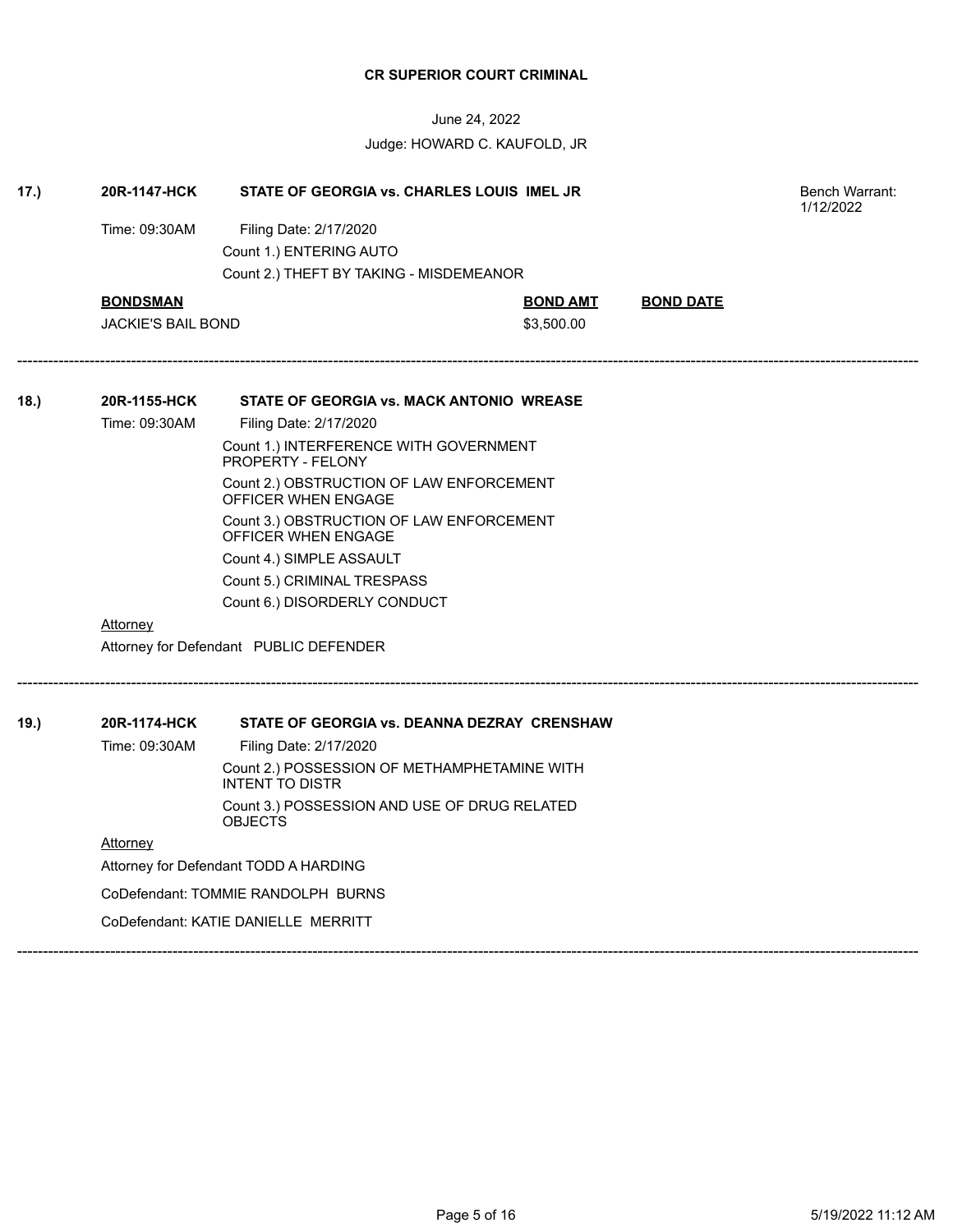**CR SUPERIOR COURT CRIMINAL**

June 24, 2022

Judge: HOWARD C. KAUFOLD, JR

**17.)** **20R-1147-HCK** **STATE OF GEORGIA vs. CHARLES LOUIS IMEL JR** — Bench Warrant: 1/12/2022

Time: 09:30AM — Filing Date: 2/17/2020

Count 1.) ENTERING AUTO

Count 2.) THEFT BY TAKING - MISDEMEANOR

| BONDSMAN | BOND AMT | BOND DATE |
|---|---|---|
| JACKIE'S BAIL BOND | $3,500.00 | |

---

**18.)** **20R-1155-HCK** **STATE OF GEORGIA vs. MACK ANTONIO WREASE**

Time: 09:30AM — Filing Date: 2/17/2020

Count 1.) INTERFERENCE WITH GOVERNMENT PROPERTY - FELONY

Count 2.) OBSTRUCTION OF LAW ENFORCEMENT OFFICER WHEN ENGAGE

Count 3.) OBSTRUCTION OF LAW ENFORCEMENT OFFICER WHEN ENGAGE

Count 4.) SIMPLE ASSAULT

Count 5.) CRIMINAL TRESPASS

Count 6.) DISORDERLY CONDUCT

Attorney

Attorney for Defendant PUBLIC DEFENDER

---

**19.)** **20R-1174-HCK** **STATE OF GEORGIA vs. DEANNA DEZRAY CRENSHAW**

Time: 09:30AM — Filing Date: 2/17/2020

Count 2.) POSSESSION OF METHAMPHETAMINE WITH INTENT TO DISTR

Count 3.) POSSESSION AND USE OF DRUG RELATED OBJECTS

Attorney

Attorney for Defendant TODD A HARDING

CoDefendant: TOMMIE RANDOLPH BURNS

CoDefendant: KATIE DANIELLE MERRITT

---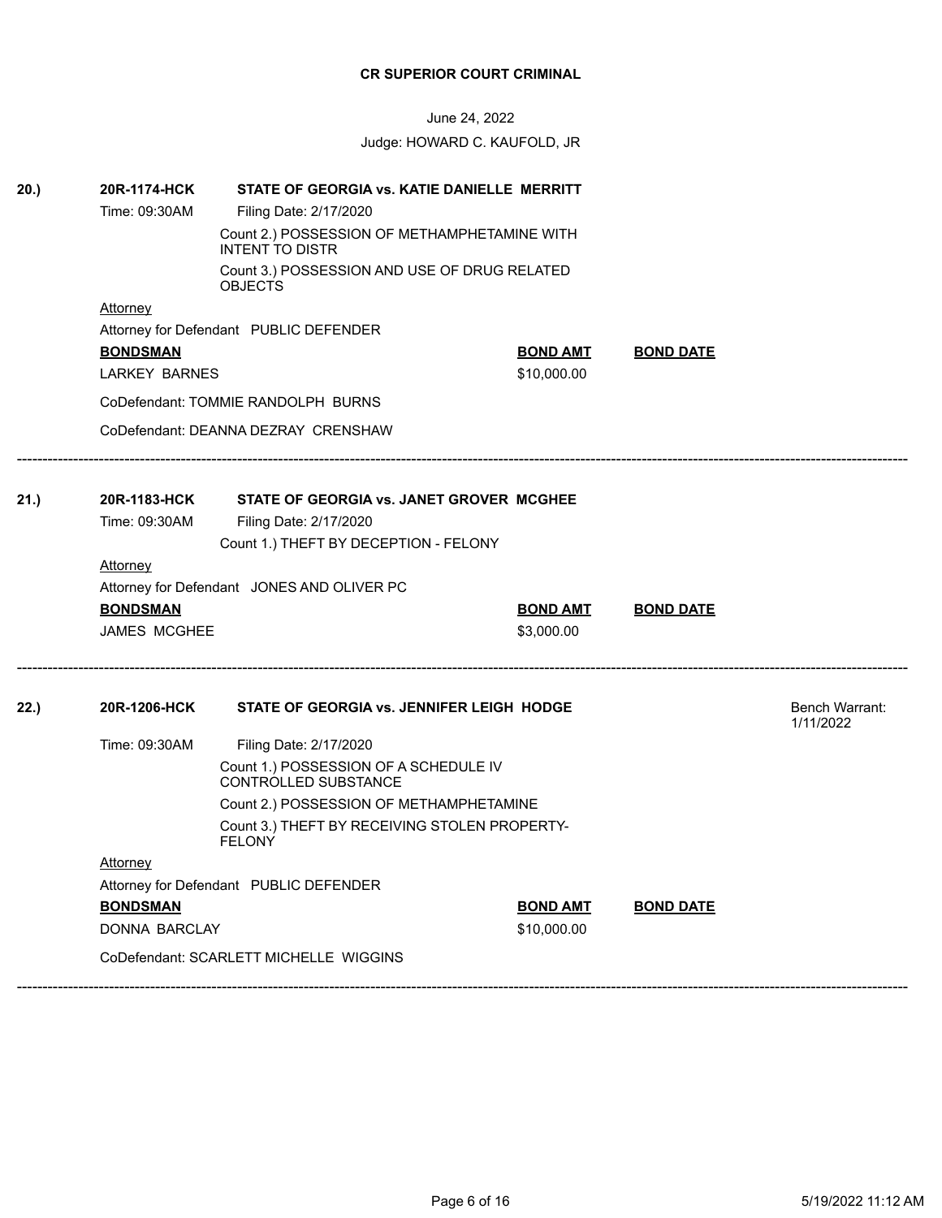**CR SUPERIOR COURT CRIMINAL**

June 24, 2022

Judge: HOWARD C. KAUFOLD, JR

**20.)** **20R-1174-HCK** **STATE OF GEORGIA vs. KATIE DANIELLE MERRITT**

Time: 09:30AM Filing Date: 2/17/2020

Count 2.) POSSESSION OF METHAMPHETAMINE WITH INTENT TO DISTR

Count 3.) POSSESSION AND USE OF DRUG RELATED OBJECTS

Attorney

Attorney for Defendant PUBLIC DEFENDER

| **BONDSMAN** | **BOND AMT** | **BOND DATE** |
| --- | --- | --- |
| LARKEY BARNES | $10,000.00 | |

CoDefendant: TOMMIE RANDOLPH BURNS

CoDefendant: DEANNA DEZRAY CRENSHAW

---

**21.)** **20R-1183-HCK** **STATE OF GEORGIA vs. JANET GROVER MCGHEE**

Time: 09:30AM Filing Date: 2/17/2020

Count 1.) THEFT BY DECEPTION - FELONY

Attorney

Attorney for Defendant JONES AND OLIVER PC

| **BONDSMAN** | **BOND AMT** | **BOND DATE** |
| --- | --- | --- |
| JAMES MCGHEE | $3,000.00 | |

---

**22.)** **20R-1206-HCK** **STATE OF GEORGIA vs. JENNIFER LEIGH HODGE** Bench Warrant: 1/11/2022

Time: 09:30AM Filing Date: 2/17/2020

Count 1.) POSSESSION OF A SCHEDULE IV CONTROLLED SUBSTANCE

Count 2.) POSSESSION OF METHAMPHETAMINE

Count 3.) THEFT BY RECEIVING STOLEN PROPERTY-FELONY

Attorney

Attorney for Defendant PUBLIC DEFENDER

| **BONDSMAN** | **BOND AMT** | **BOND DATE** |
| --- | --- | --- |
| DONNA BARCLAY | $10,000.00 | |

CoDefendant: SCARLETT MICHELLE WIGGINS

---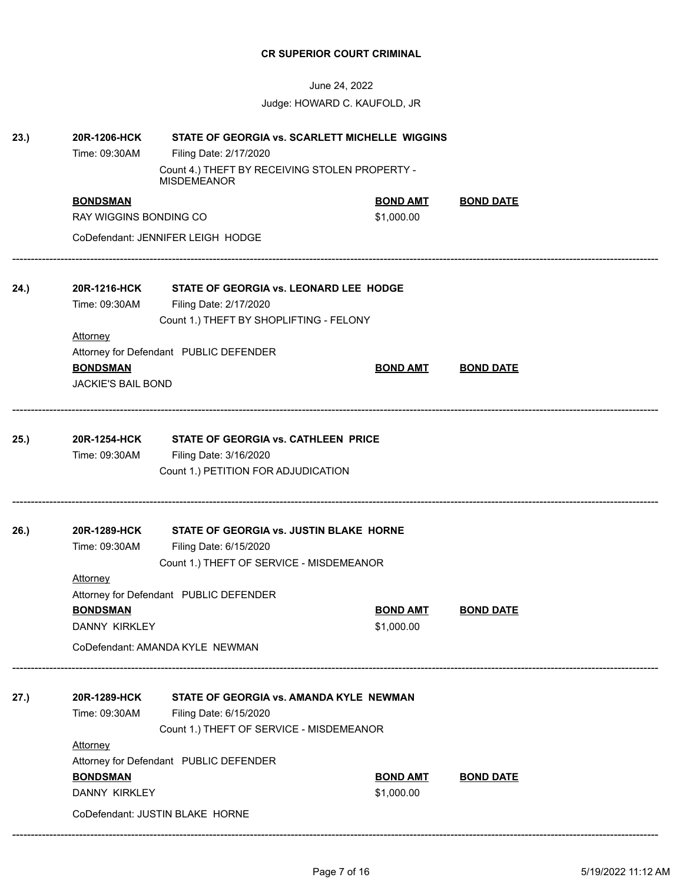**CR SUPERIOR COURT CRIMINAL**

June 24, 2022

Judge: HOWARD C. KAUFOLD, JR

---

**23.)** **20R-1206-HCK** **STATE OF GEORGIA vs. SCARLETT MICHELLE WIGGINS**

Time: 09:30AM Filing Date: 2/17/2020

Count 4.) THEFT BY RECEIVING STOLEN PROPERTY - MISDEMEANOR

| BONDSMAN | BOND AMT | BOND DATE |
|---|---|---|
| RAY WIGGINS BONDING CO | $1,000.00 | |

CoDefendant: JENNIFER LEIGH HODGE

---

**24.)** **20R-1216-HCK** **STATE OF GEORGIA vs. LEONARD LEE HODGE**

Time: 09:30AM Filing Date: 2/17/2020

Count 1.) THEFT BY SHOPLIFTING - FELONY

Attorney

Attorney for Defendant PUBLIC DEFENDER

| BONDSMAN | BOND AMT | BOND DATE |
|---|---|---|
| JACKIE'S BAIL BOND | | |

---

**25.)** **20R-1254-HCK** **STATE OF GEORGIA vs. CATHLEEN PRICE**

Time: 09:30AM Filing Date: 3/16/2020

Count 1.) PETITION FOR ADJUDICATION

---

**26.)** **20R-1289-HCK** **STATE OF GEORGIA vs. JUSTIN BLAKE HORNE**

Time: 09:30AM Filing Date: 6/15/2020

Count 1.) THEFT OF SERVICE - MISDEMEANOR

Attorney

Attorney for Defendant PUBLIC DEFENDER

| BONDSMAN | BOND AMT | BOND DATE |
|---|---|---|
| DANNY KIRKLEY | $1,000.00 | |

CoDefendant: AMANDA KYLE NEWMAN

---

**27.)** **20R-1289-HCK** **STATE OF GEORGIA vs. AMANDA KYLE NEWMAN**

Time: 09:30AM Filing Date: 6/15/2020

Count 1.) THEFT OF SERVICE - MISDEMEANOR

Attorney

Attorney for Defendant PUBLIC DEFENDER

| BONDSMAN | BOND AMT | BOND DATE |
|---|---|---|
| DANNY KIRKLEY | $1,000.00 | |

CoDefendant: JUSTIN BLAKE HORNE

---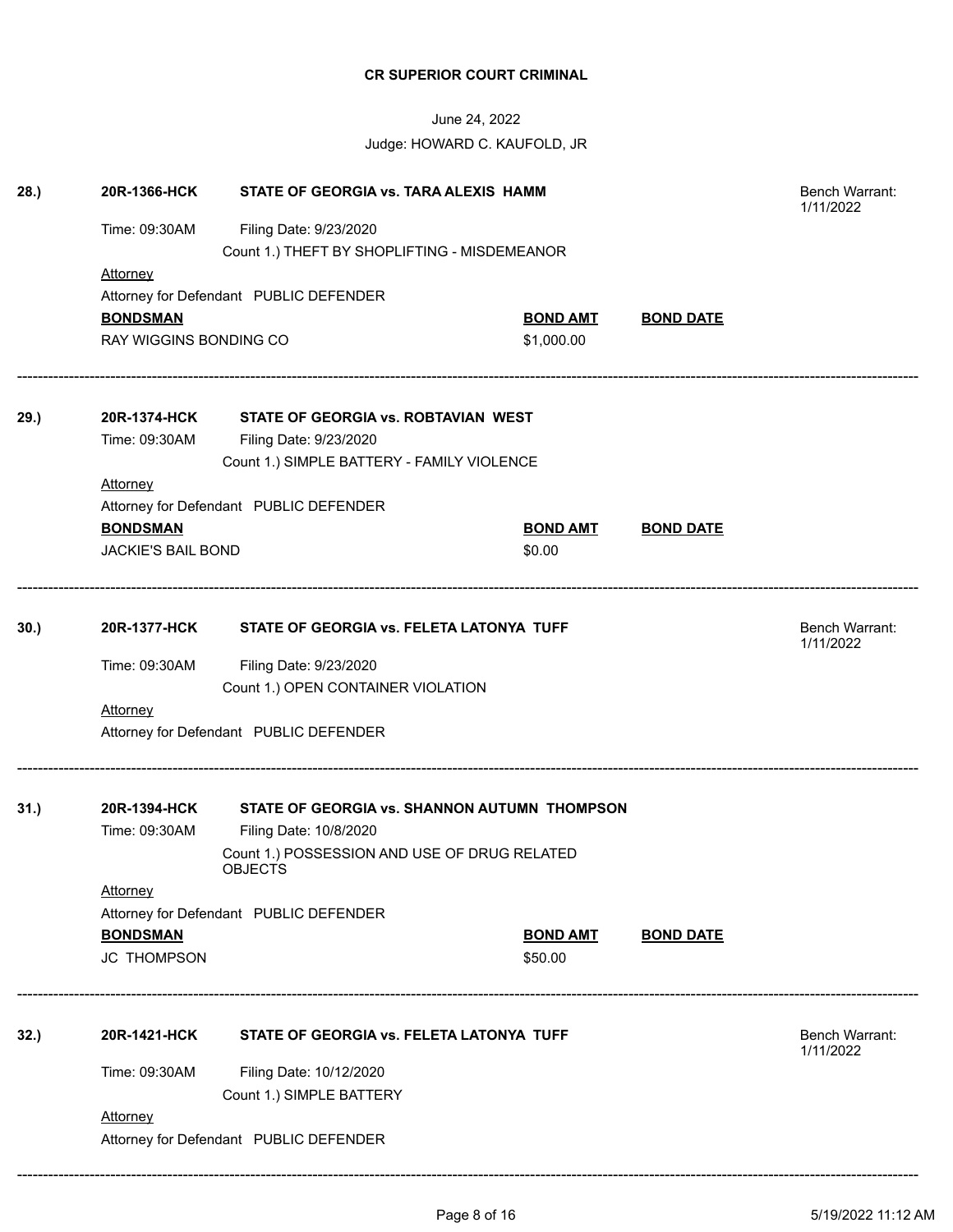**CR SUPERIOR COURT CRIMINAL**

June 24, 2022

Judge: HOWARD C. KAUFOLD, JR

---

**28.) 20R-1366-HCK STATE OF GEORGIA vs. TARA ALEXIS HAMM** — Bench Warrant: 1/11/2022

Time: 09:30AM Filing Date: 9/23/2020

Count 1.) THEFT BY SHOPLIFTING - MISDEMEANOR

Attorney

Attorney for Defendant PUBLIC DEFENDER

| BONDSMAN | BOND AMT | BOND DATE |
|---|---|---|
| RAY WIGGINS BONDING CO | $1,000.00 | |

---

**29.) 20R-1374-HCK STATE OF GEORGIA vs. ROBTAVIAN WEST**

Time: 09:30AM Filing Date: 9/23/2020

Count 1.) SIMPLE BATTERY - FAMILY VIOLENCE

Attorney

Attorney for Defendant PUBLIC DEFENDER

| BONDSMAN | BOND AMT | BOND DATE |
|---|---|---|
| JACKIE'S BAIL BOND | $0.00 | |

---

**30.) 20R-1377-HCK STATE OF GEORGIA vs. FELETA LATONYA TUFF** — Bench Warrant: 1/11/2022

Time: 09:30AM Filing Date: 9/23/2020

Count 1.) OPEN CONTAINER VIOLATION

Attorney

Attorney for Defendant PUBLIC DEFENDER

---

**31.) 20R-1394-HCK STATE OF GEORGIA vs. SHANNON AUTUMN THOMPSON**

Time: 09:30AM Filing Date: 10/8/2020

Count 1.) POSSESSION AND USE OF DRUG RELATED OBJECTS

Attorney

Attorney for Defendant PUBLIC DEFENDER

| BONDSMAN | BOND AMT | BOND DATE |
|---|---|---|
| JC THOMPSON | $50.00 | |

---

**32.) 20R-1421-HCK STATE OF GEORGIA vs. FELETA LATONYA TUFF** — Bench Warrant: 1/11/2022

Time: 09:30AM Filing Date: 10/12/2020

Count 1.) SIMPLE BATTERY

Attorney

Attorney for Defendant PUBLIC DEFENDER

---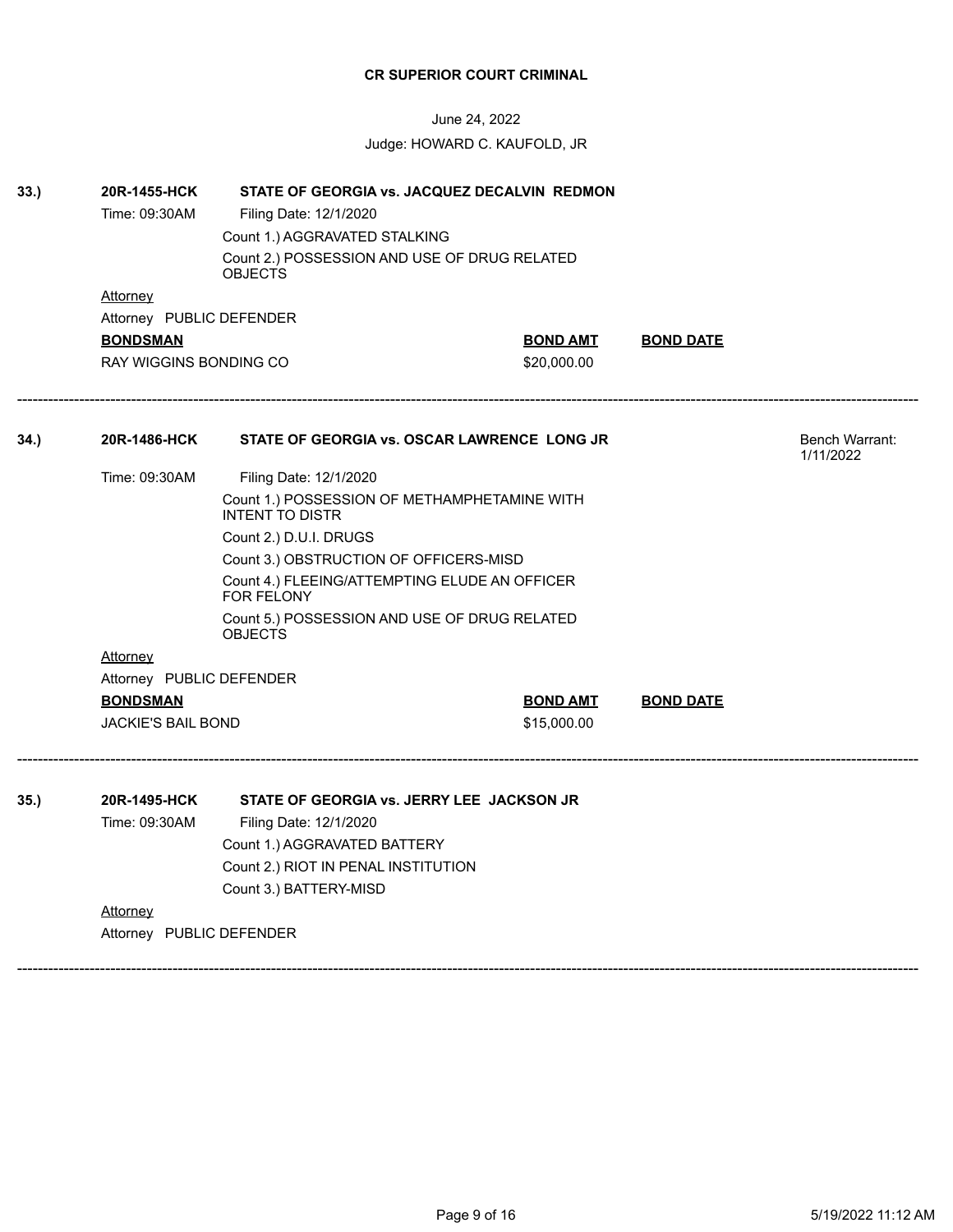**CR SUPERIOR COURT CRIMINAL**

June 24, 2022

Judge: HOWARD C. KAUFOLD, JR

**33.) 20R-1455-HCK STATE OF GEORGIA vs. JACQUEZ DECALVIN REDMON**

Time: 09:30AM Filing Date: 12/1/2020

Count 1.) AGGRAVATED STALKING

Count 2.) POSSESSION AND USE OF DRUG RELATED OBJECTS

Attorney

Attorney PUBLIC DEFENDER

| BONDSMAN | BOND AMT | BOND DATE |
|---|---|---|
| RAY WIGGINS BONDING CO | $20,000.00 | |

---

**34.) 20R-1486-HCK STATE OF GEORGIA vs. OSCAR LAWRENCE LONG JR**

Bench Warrant: 1/11/2022

Time: 09:30AM Filing Date: 12/1/2020

Count 1.) POSSESSION OF METHAMPHETAMINE WITH INTENT TO DISTR

Count 2.) D.U.I. DRUGS

Count 3.) OBSTRUCTION OF OFFICERS-MISD

Count 4.) FLEEING/ATTEMPTING ELUDE AN OFFICER FOR FELONY

Count 5.) POSSESSION AND USE OF DRUG RELATED OBJECTS

Attorney

Attorney PUBLIC DEFENDER

| BONDSMAN | BOND AMT | BOND DATE |
|---|---|---|
| JACKIE'S BAIL BOND | $15,000.00 | |

---

**35.) 20R-1495-HCK STATE OF GEORGIA vs. JERRY LEE JACKSON JR**

Time: 09:30AM Filing Date: 12/1/2020

Count 1.) AGGRAVATED BATTERY

Count 2.) RIOT IN PENAL INSTITUTION

Count 3.) BATTERY-MISD

Attorney

Attorney PUBLIC DEFENDER

---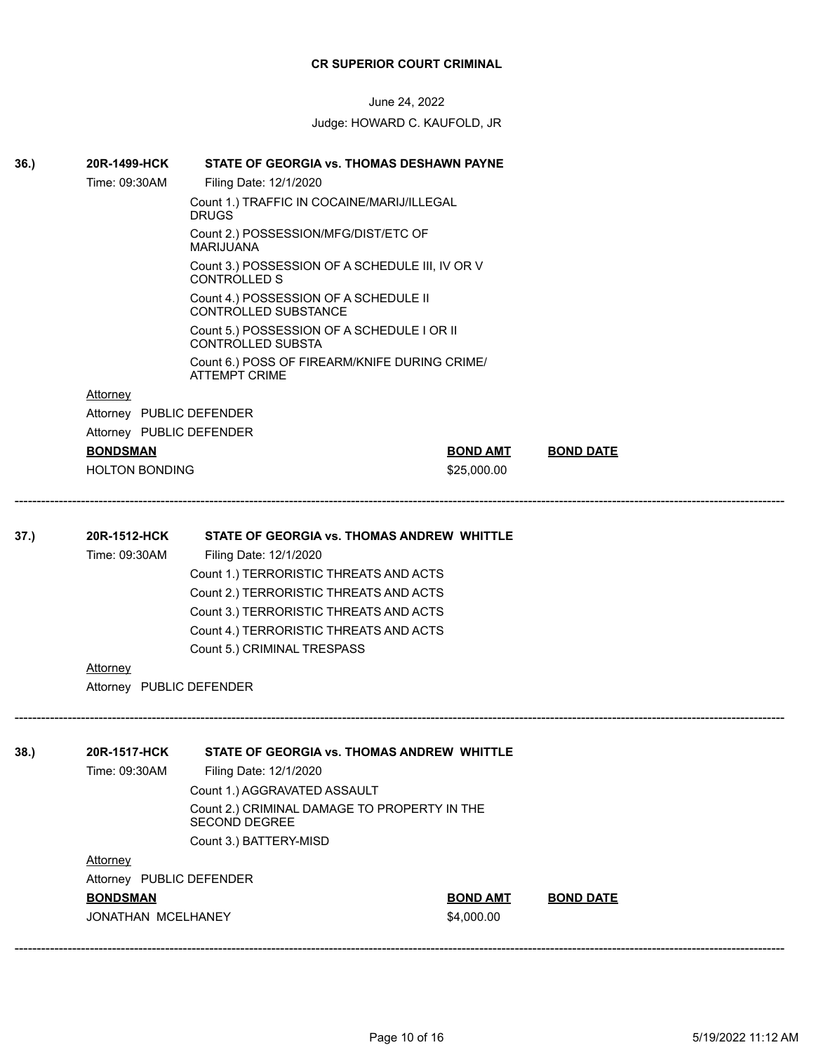**CR SUPERIOR COURT CRIMINAL**

June 24, 2022

Judge: HOWARD C. KAUFOLD, JR

**36.)** **20R-1499-HCK** **STATE OF GEORGIA vs. THOMAS DESHAWN PAYNE**

Time: 09:30AM Filing Date: 12/1/2020

Count 1.) TRAFFIC IN COCAINE/MARIJ/ILLEGAL DRUGS

Count 2.) POSSESSION/MFG/DIST/ETC OF MARIJUANA

Count 3.) POSSESSION OF A SCHEDULE III, IV OR V CONTROLLED S

Count 4.) POSSESSION OF A SCHEDULE II CONTROLLED SUBSTANCE

Count 5.) POSSESSION OF A SCHEDULE I OR II CONTROLLED SUBSTA

Count 6.) POSS OF FIREARM/KNIFE DURING CRIME/ ATTEMPT CRIME

Attorney

Attorney PUBLIC DEFENDER

Attorney PUBLIC DEFENDER

| BONDSMAN | BOND AMT | BOND DATE |
|---|---|---|
| HOLTON BONDING | $25,000.00 | |

---

**37.)** **20R-1512-HCK** **STATE OF GEORGIA vs. THOMAS ANDREW WHITTLE**

Time: 09:30AM Filing Date: 12/1/2020

Count 1.) TERRORISTIC THREATS AND ACTS

Count 2.) TERRORISTIC THREATS AND ACTS

Count 3.) TERRORISTIC THREATS AND ACTS

Count 4.) TERRORISTIC THREATS AND ACTS

Count 5.) CRIMINAL TRESPASS

Attorney

Attorney PUBLIC DEFENDER

---

**38.)** **20R-1517-HCK** **STATE OF GEORGIA vs. THOMAS ANDREW WHITTLE**

Time: 09:30AM Filing Date: 12/1/2020

Count 1.) AGGRAVATED ASSAULT

Count 2.) CRIMINAL DAMAGE TO PROPERTY IN THE SECOND DEGREE

Count 3.) BATTERY-MISD

Attorney

Attorney PUBLIC DEFENDER

| BONDSMAN | BOND AMT | BOND DATE |
|---|---|---|
| JONATHAN MCELHANEY | $4,000.00 | |

---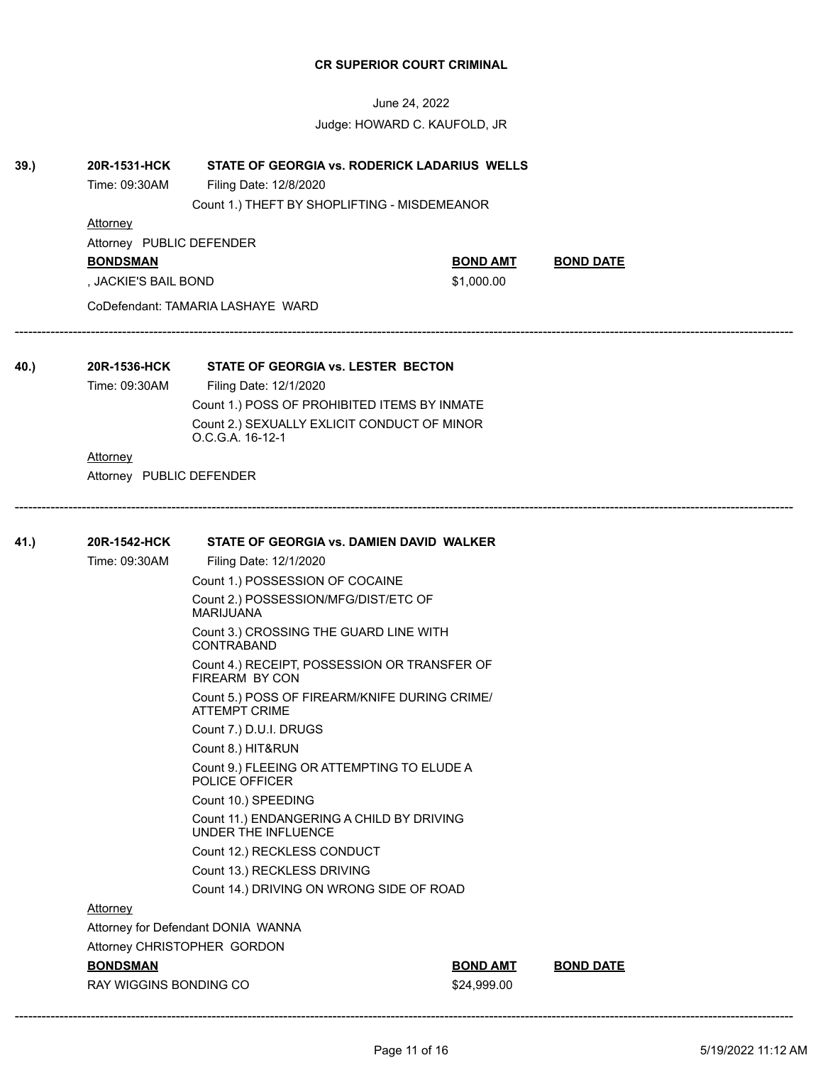**CR SUPERIOR COURT CRIMINAL**

June 24, 2022

Judge: HOWARD C. KAUFOLD, JR

---

**39.)** **20R-1531-HCK** **STATE OF GEORGIA vs. RODERICK LADARIUS WELLS**

Time: 09:30AM Filing Date: 12/8/2020

Count 1.) THEFT BY SHOPLIFTING - MISDEMEANOR

Attorney

Attorney PUBLIC DEFENDER

| BONDSMAN | BOND AMT | BOND DATE |
|---|---|---|
| , JACKIE'S BAIL BOND | $1,000.00 | |

CoDefendant: TAMARIA LASHAYE WARD

---

**40.)** **20R-1536-HCK** **STATE OF GEORGIA vs. LESTER BECTON**

Time: 09:30AM Filing Date: 12/1/2020

Count 1.) POSS OF PROHIBITED ITEMS BY INMATE

Count 2.) SEXUALLY EXLICIT CONDUCT OF MINOR O.C.G.A. 16-12-1

Attorney

Attorney PUBLIC DEFENDER

---

**41.)** **20R-1542-HCK** **STATE OF GEORGIA vs. DAMIEN DAVID WALKER**

Time: 09:30AM Filing Date: 12/1/2020

Count 1.) POSSESSION OF COCAINE

Count 2.) POSSESSION/MFG/DIST/ETC OF MARIJUANA

Count 3.) CROSSING THE GUARD LINE WITH CONTRABAND

Count 4.) RECEIPT, POSSESSION OR TRANSFER OF FIREARM BY CON

Count 5.) POSS OF FIREARM/KNIFE DURING CRIME/ ATTEMPT CRIME

Count 7.) D.U.I. DRUGS

Count 8.) HIT&RUN

Count 9.) FLEEING OR ATTEMPTING TO ELUDE A POLICE OFFICER

Count 10.) SPEEDING

Count 11.) ENDANGERING A CHILD BY DRIVING UNDER THE INFLUENCE

Count 12.) RECKLESS CONDUCT

Count 13.) RECKLESS DRIVING

Count 14.) DRIVING ON WRONG SIDE OF ROAD

Attorney

Attorney for Defendant DONIA WANNA

Attorney CHRISTOPHER GORDON

| BONDSMAN | BOND AMT | BOND DATE |
|---|---|---|
| RAY WIGGINS BONDING CO | $24,999.00 | |

---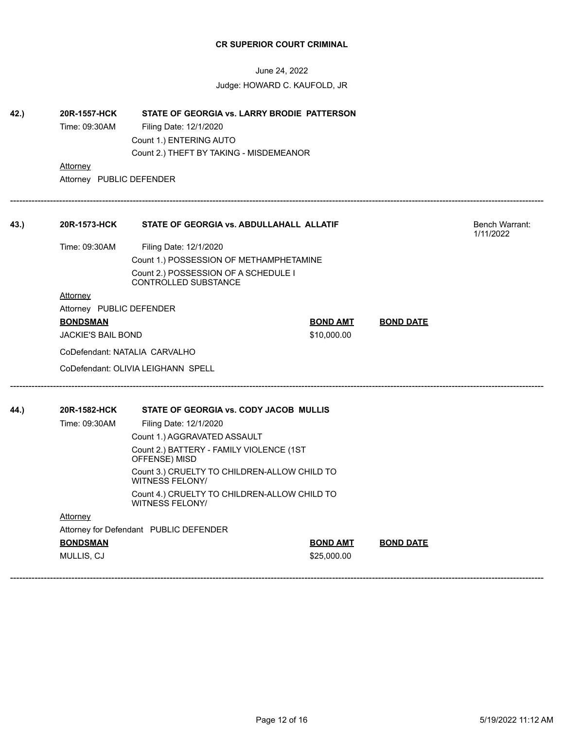**CR SUPERIOR COURT CRIMINAL**

June 24, 2022

Judge: HOWARD C. KAUFOLD, JR

**42.)** **20R-1557-HCK** **STATE OF GEORGIA vs. LARRY BRODIE PATTERSON**

Time: 09:30AM Filing Date: 12/1/2020

Count 1.) ENTERING AUTO

Count 2.) THEFT BY TAKING - MISDEMEANOR

Attorney

Attorney PUBLIC DEFENDER

---

**43.)** **20R-1573-HCK** **STATE OF GEORGIA vs. ABDULLAHALL ALLATIF** Bench Warrant: 1/11/2022

Time: 09:30AM Filing Date: 12/1/2020

Count 1.) POSSESSION OF METHAMPHETAMINE

Count 2.) POSSESSION OF A SCHEDULE I CONTROLLED SUBSTANCE

Attorney

Attorney PUBLIC DEFENDER

| **BONDSMAN** | **BOND AMT** | **BOND DATE** |
|---|---|---|
| JACKIE'S BAIL BOND | $10,000.00 | |

CoDefendant: NATALIA CARVALHO

CoDefendant: OLIVIA LEIGHANN SPELL

---

**44.)** **20R-1582-HCK** **STATE OF GEORGIA vs. CODY JACOB MULLIS**

Time: 09:30AM Filing Date: 12/1/2020

Count 1.) AGGRAVATED ASSAULT

Count 2.) BATTERY - FAMILY VIOLENCE (1ST OFFENSE) MISD

Count 3.) CRUELTY TO CHILDREN-ALLOW CHILD TO WITNESS FELONY/

Count 4.) CRUELTY TO CHILDREN-ALLOW CHILD TO WITNESS FELONY/

Attorney

Attorney for Defendant PUBLIC DEFENDER

| **BONDSMAN** | **BOND AMT** | **BOND DATE** |
|---|---|---|
| MULLIS, CJ | $25,000.00 | |

---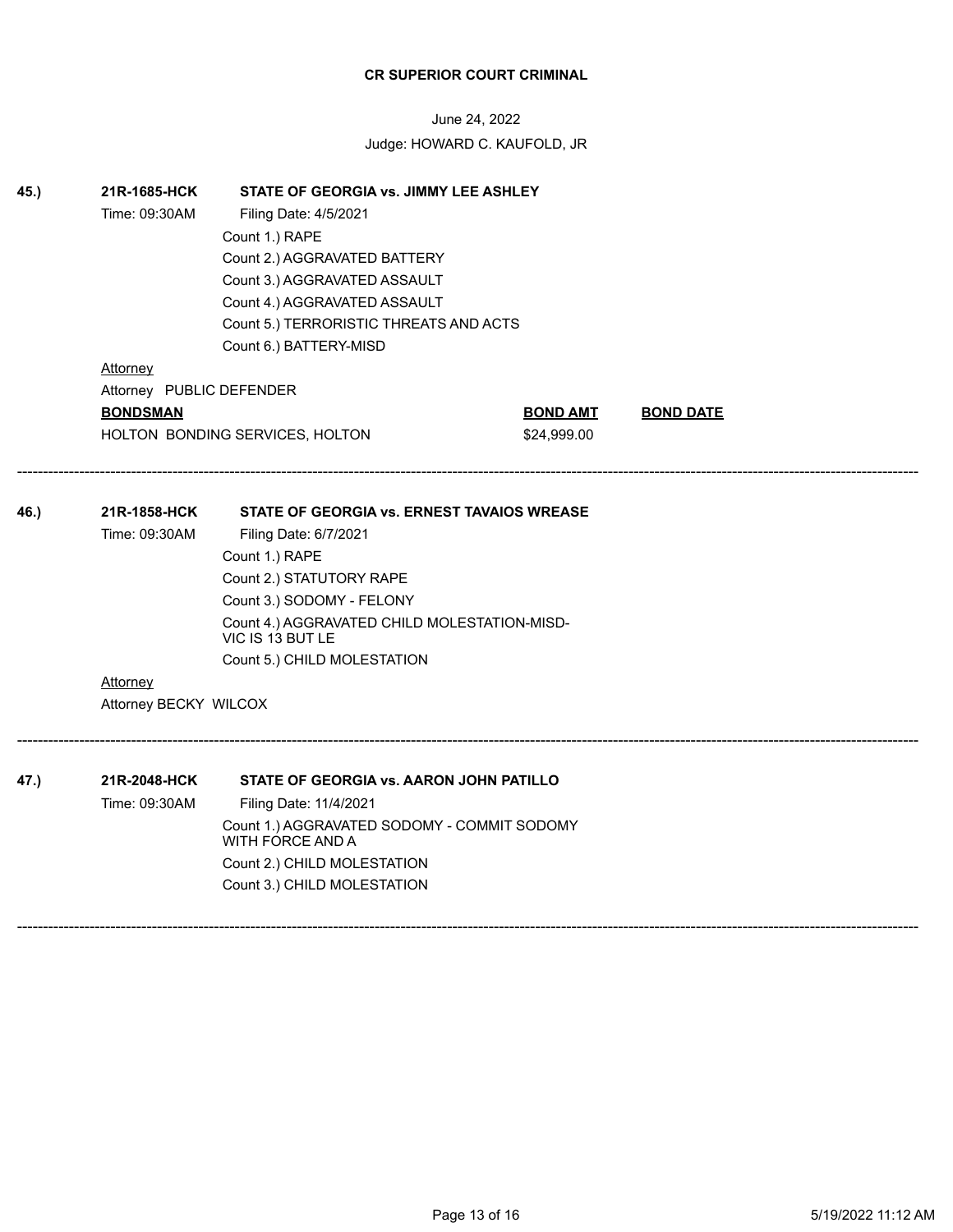**CR SUPERIOR COURT CRIMINAL**

June 24, 2022

Judge: HOWARD C. KAUFOLD, JR

**45.)** **21R-1685-HCK** **STATE OF GEORGIA vs. JIMMY LEE ASHLEY**

Time: 09:30AM Filing Date: 4/5/2021

Count 1.) RAPE
Count 2.) AGGRAVATED BATTERY
Count 3.) AGGRAVATED ASSAULT
Count 4.) AGGRAVATED ASSAULT
Count 5.) TERRORISTIC THREATS AND ACTS
Count 6.) BATTERY-MISD

Attorney

Attorney PUBLIC DEFENDER

| BONDSMAN | BOND AMT | BOND DATE |
|---|---|---|
| HOLTON BONDING SERVICES, HOLTON | $24,999.00 | |

---

**46.)** **21R-1858-HCK** **STATE OF GEORGIA vs. ERNEST TAVAIOS WREASE**

Time: 09:30AM Filing Date: 6/7/2021

Count 1.) RAPE
Count 2.) STATUTORY RAPE
Count 3.) SODOMY - FELONY
Count 4.) AGGRAVATED CHILD MOLESTATION-MISD-VIC IS 13 BUT LE
Count 5.) CHILD MOLESTATION

Attorney

Attorney BECKY WILCOX

---

**47.)** **21R-2048-HCK** **STATE OF GEORGIA vs. AARON JOHN PATILLO**

Time: 09:30AM Filing Date: 11/4/2021

Count 1.) AGGRAVATED SODOMY - COMMIT SODOMY WITH FORCE AND A
Count 2.) CHILD MOLESTATION
Count 3.) CHILD MOLESTATION

---

5/19/2022 11:12 AM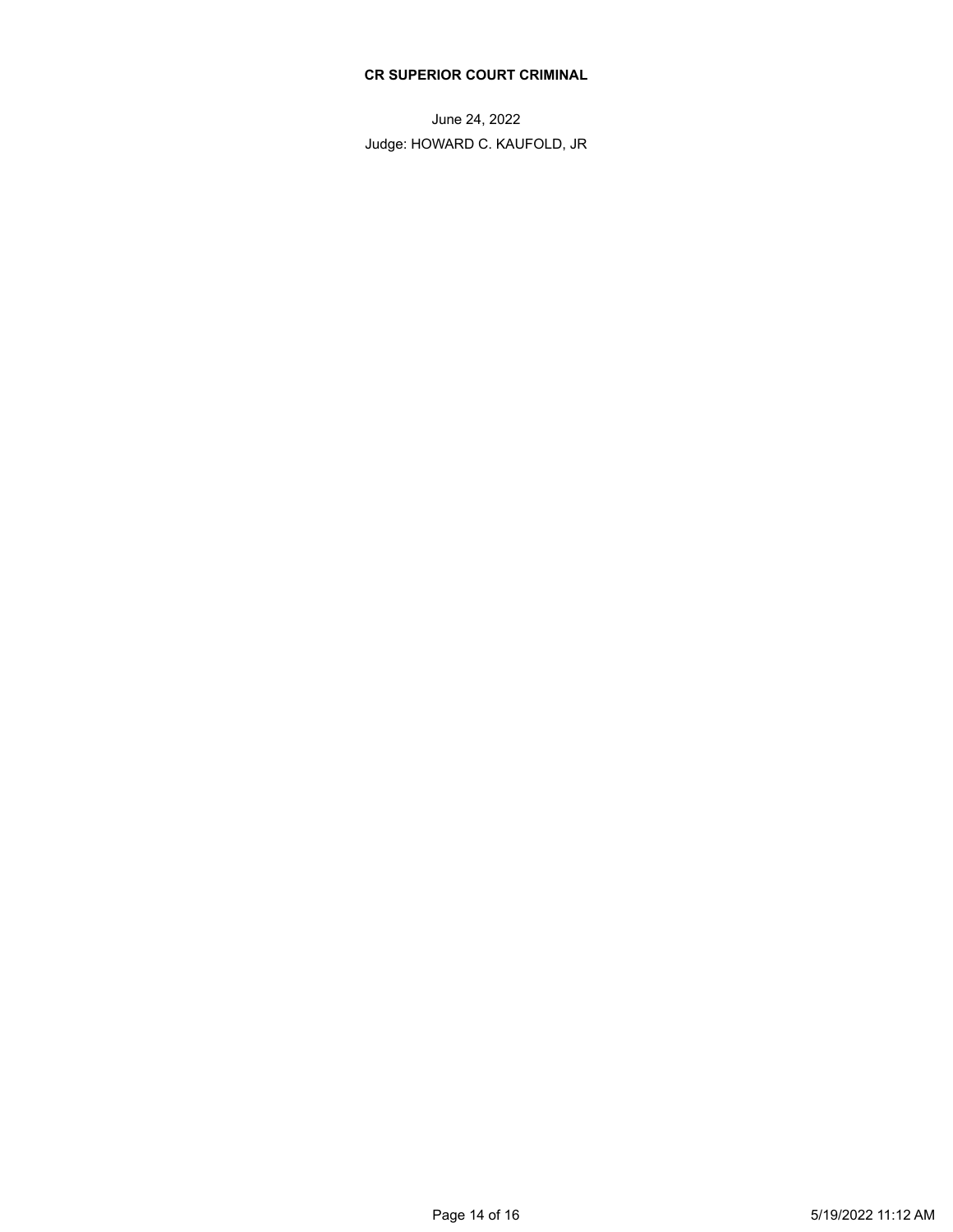**CR SUPERIOR COURT CRIMINAL**

June 24, 2022

Judge: HOWARD C. KAUFOLD, JR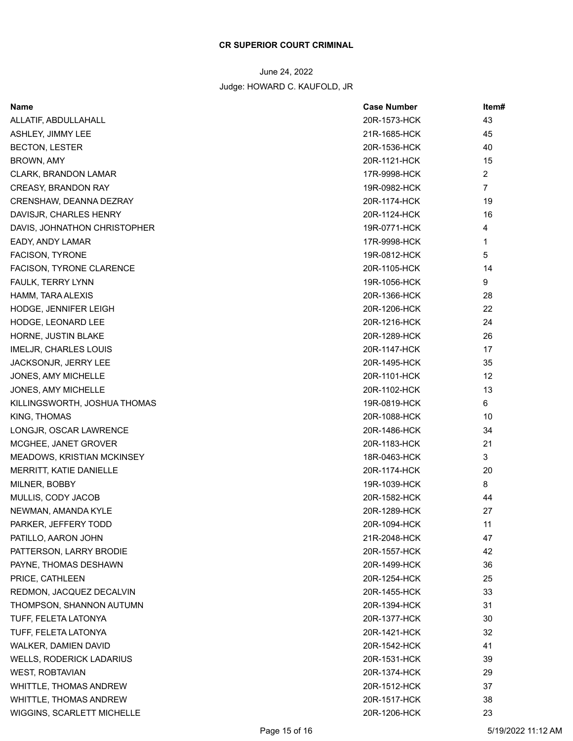**CR SUPERIOR COURT CRIMINAL**

June 24, 2022

Judge: HOWARD C. KAUFOLD, JR

| Name | Case Number | Item# |
|---|---|---|
| ALLATIF, ABDULLAHALL | 20R-1573-HCK | 43 |
| ASHLEY, JIMMY LEE | 21R-1685-HCK | 45 |
| BECTON, LESTER | 20R-1536-HCK | 40 |
| BROWN, AMY | 20R-1121-HCK | 15 |
| CLARK, BRANDON LAMAR | 17R-9998-HCK | 2 |
| CREASY, BRANDON RAY | 19R-0982-HCK | 7 |
| CRENSHAW, DEANNA DEZRAY | 20R-1174-HCK | 19 |
| DAVISJR, CHARLES HENRY | 20R-1124-HCK | 16 |
| DAVIS, JOHNATHON CHRISTOPHER | 19R-0771-HCK | 4 |
| EADY, ANDY LAMAR | 17R-9998-HCK | 1 |
| FACISON, TYRONE | 19R-0812-HCK | 5 |
| FACISON, TYRONE CLARENCE | 20R-1105-HCK | 14 |
| FAULK, TERRY LYNN | 19R-1056-HCK | 9 |
| HAMM, TARA ALEXIS | 20R-1366-HCK | 28 |
| HODGE, JENNIFER LEIGH | 20R-1206-HCK | 22 |
| HODGE, LEONARD LEE | 20R-1216-HCK | 24 |
| HORNE, JUSTIN BLAKE | 20R-1289-HCK | 26 |
| IMELJR, CHARLES LOUIS | 20R-1147-HCK | 17 |
| JACKSONJR, JERRY LEE | 20R-1495-HCK | 35 |
| JONES, AMY MICHELLE | 20R-1101-HCK | 12 |
| JONES, AMY MICHELLE | 20R-1102-HCK | 13 |
| KILLINGSWORTH, JOSHUA THOMAS | 19R-0819-HCK | 6 |
| KING, THOMAS | 20R-1088-HCK | 10 |
| LONGJR, OSCAR LAWRENCE | 20R-1486-HCK | 34 |
| MCGHEE, JANET GROVER | 20R-1183-HCK | 21 |
| MEADOWS, KRISTIAN MCKINSEY | 18R-0463-HCK | 3 |
| MERRITT, KATIE DANIELLE | 20R-1174-HCK | 20 |
| MILNER, BOBBY | 19R-1039-HCK | 8 |
| MULLIS, CODY JACOB | 20R-1582-HCK | 44 |
| NEWMAN, AMANDA KYLE | 20R-1289-HCK | 27 |
| PARKER, JEFFERY TODD | 20R-1094-HCK | 11 |
| PATILLO, AARON JOHN | 21R-2048-HCK | 47 |
| PATTERSON, LARRY BRODIE | 20R-1557-HCK | 42 |
| PAYNE, THOMAS DESHAWN | 20R-1499-HCK | 36 |
| PRICE, CATHLEEN | 20R-1254-HCK | 25 |
| REDMON, JACQUEZ DECALVIN | 20R-1455-HCK | 33 |
| THOMPSON, SHANNON AUTUMN | 20R-1394-HCK | 31 |
| TUFF, FELETA LATONYA | 20R-1377-HCK | 30 |
| TUFF, FELETA LATONYA | 20R-1421-HCK | 32 |
| WALKER, DAMIEN DAVID | 20R-1542-HCK | 41 |
| WELLS, RODERICK LADARIUS | 20R-1531-HCK | 39 |
| WEST, ROBTAVIAN | 20R-1374-HCK | 29 |
| WHITTLE, THOMAS ANDREW | 20R-1512-HCK | 37 |
| WHITTLE, THOMAS ANDREW | 20R-1517-HCK | 38 |
| WIGGINS, SCARLETT MICHELLE | 20R-1206-HCK | 23 |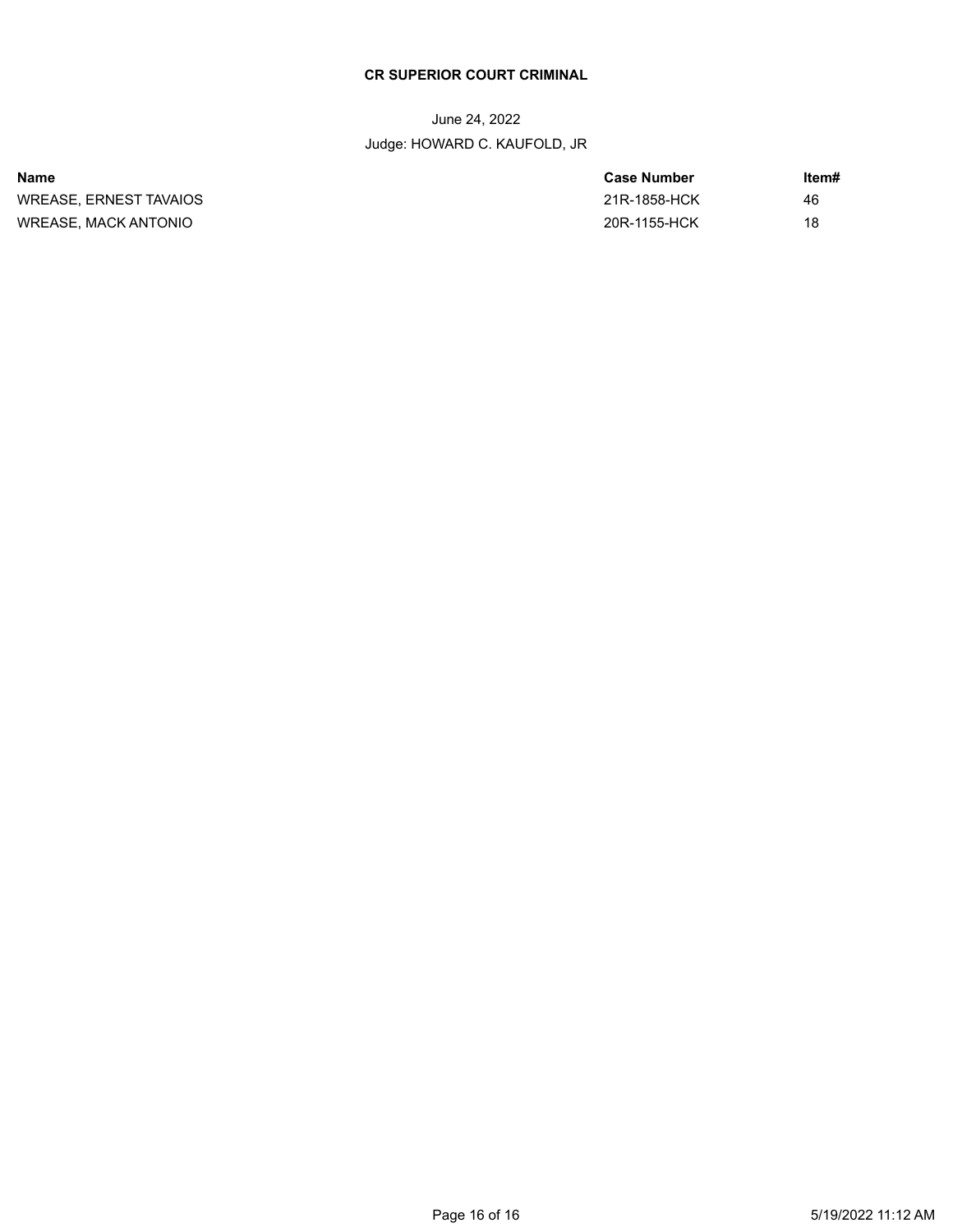**CR SUPERIOR COURT CRIMINAL**

June 24, 2022

Judge: HOWARD C. KAUFOLD, JR

| Name | Case Number | Item# |
| --- | --- | --- |
| WREASE, ERNEST TAVAIOS | 21R-1858-HCK | 46 |
| WREASE, MACK ANTONIO | 20R-1155-HCK | 18 |